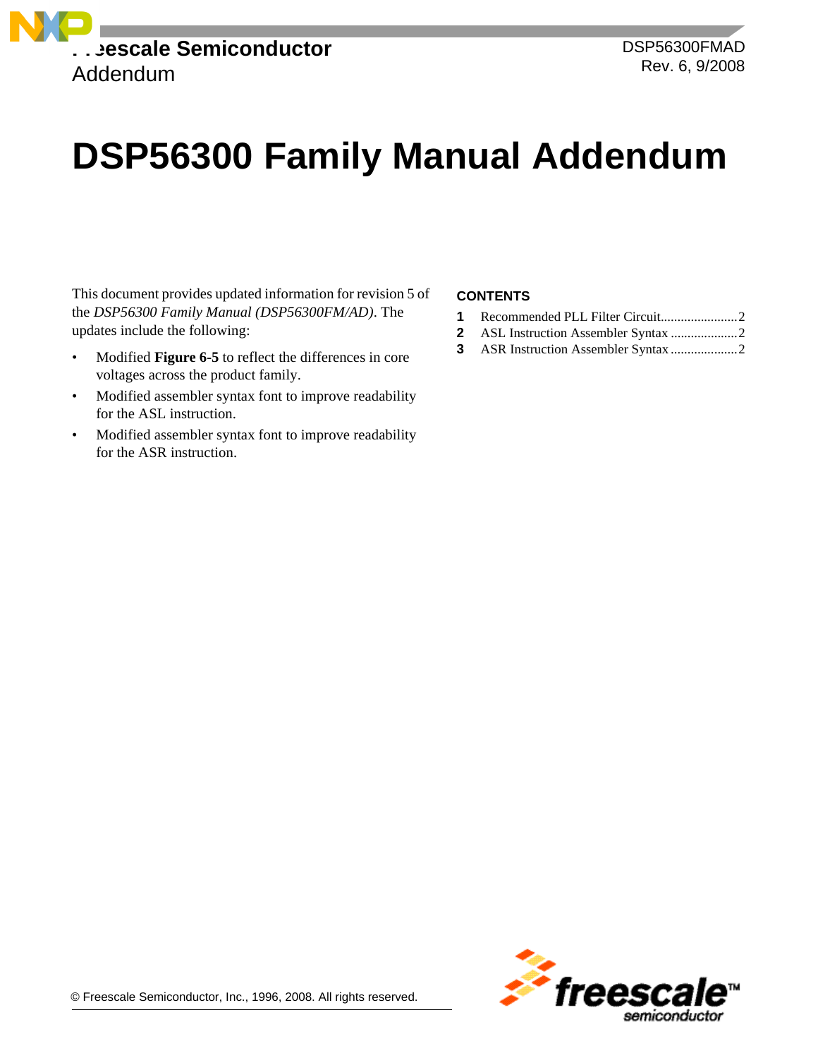Freescale Semiconductor
Addendum

DSP56300FMAD
Rev. 6, 9/2008

# DSP56300 Family Manual Addendum

This document provides updated information for revision 5 of the *DSP56300 Family Manual (DSP56300FM/AD)*. The updates include the following:

- Modified **Figure 6-5** to reflect the differences in core voltages across the product family.
- Modified assembler syntax font to improve readability for the ASL instruction.
- Modified assembler syntax font to improve readability for the ASR instruction.

**CONTENTS**

1. Recommended PLL Filter Circuit....................... 2
2. ASL Instruction Assembler Syntax .................... 2
3. ASR Instruction Assembler Syntax .................... 2

© Freescale Semiconductor, Inc., 1996, 2008. All rights reserved.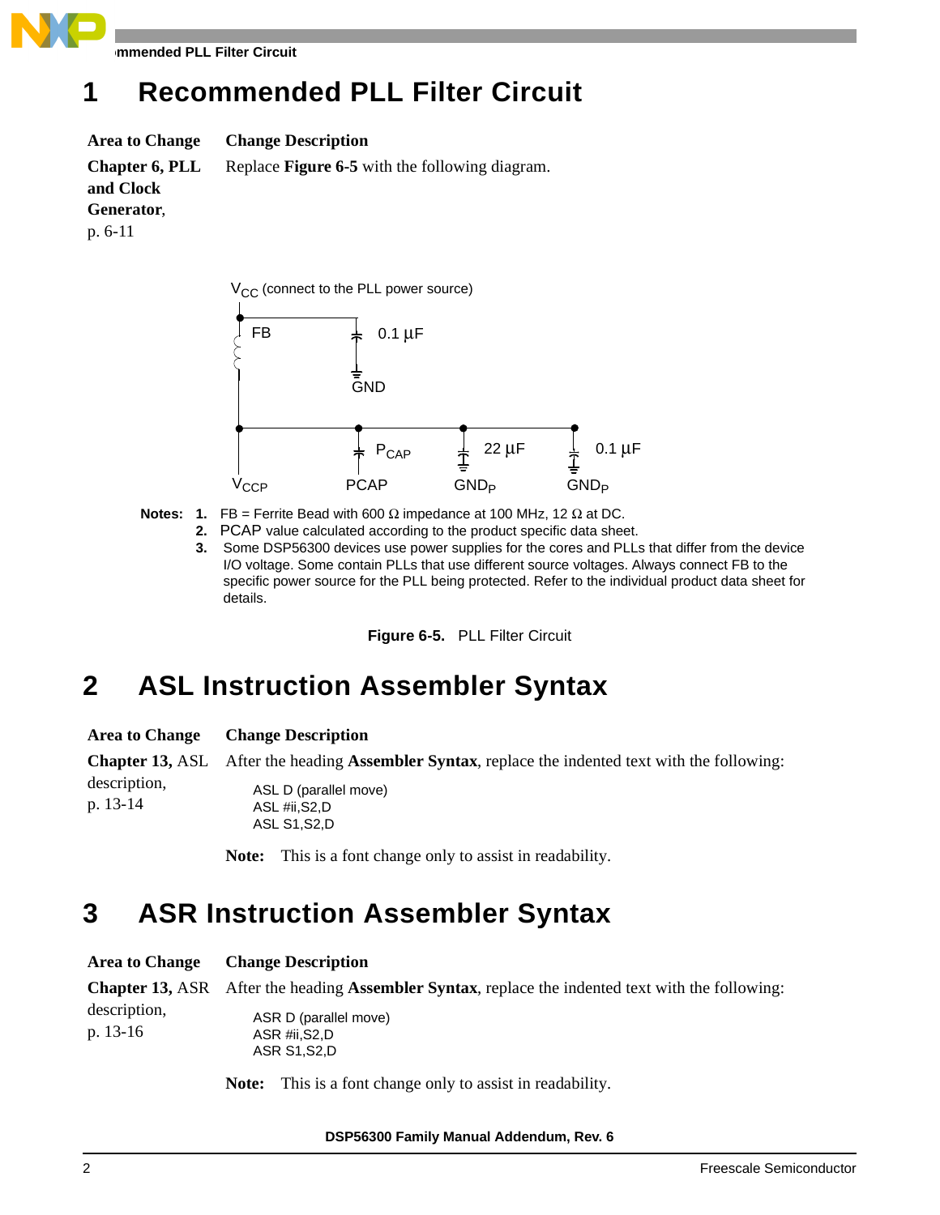# 1 Recommended PLL Filter Circuit

| Area to Change | Change Description |
|---|---|
| **Chapter 6, PLL and Clock Generator**, p. 6-11 | Replace **Figure 6-5** with the following diagram. |

$V_{CC}$ (connect to the PLL power source)

FB

0.1 µF

GND

$V_{CCP}$ $P_{CAP}$ PCAP 22 µF $GND_P$ 0.1 µF $GND_P$

**Notes:**
1. FB = Ferrite Bead with 600 Ω impedance at 100 MHz, 12 Ω at DC.
2. PCAP value calculated according to the product specific data sheet.
3. Some DSP56300 devices use power supplies for the cores and PLLs that differ from the device I/O voltage. Some contain PLLs that use different source voltages. Always connect FB to the specific power source for the PLL being protected. Refer to the individual product data sheet for details.

**Figure 6-5.** PLL Filter Circuit

# 2 ASL Instruction Assembler Syntax

| Area to Change | Change Description |
|---|---|
| **Chapter 13,** ASL description, p. 13-14 | After the heading **Assembler Syntax**, replace the indented text with the following: |

```
ASL D (parallel move)
ASL #ii,S2,D
ASL S1,S2,D
```

**Note:** This is a font change only to assist in readability.

# 3 ASR Instruction Assembler Syntax

| Area to Change | Change Description |
|---|---|
| **Chapter 13,** ASR description, p. 13-16 | After the heading **Assembler Syntax**, replace the indented text with the following: |

```
ASR D (parallel move)
ASR #ii,S2,D
ASR S1,S2,D
```

**Note:** This is a font change only to assist in readability.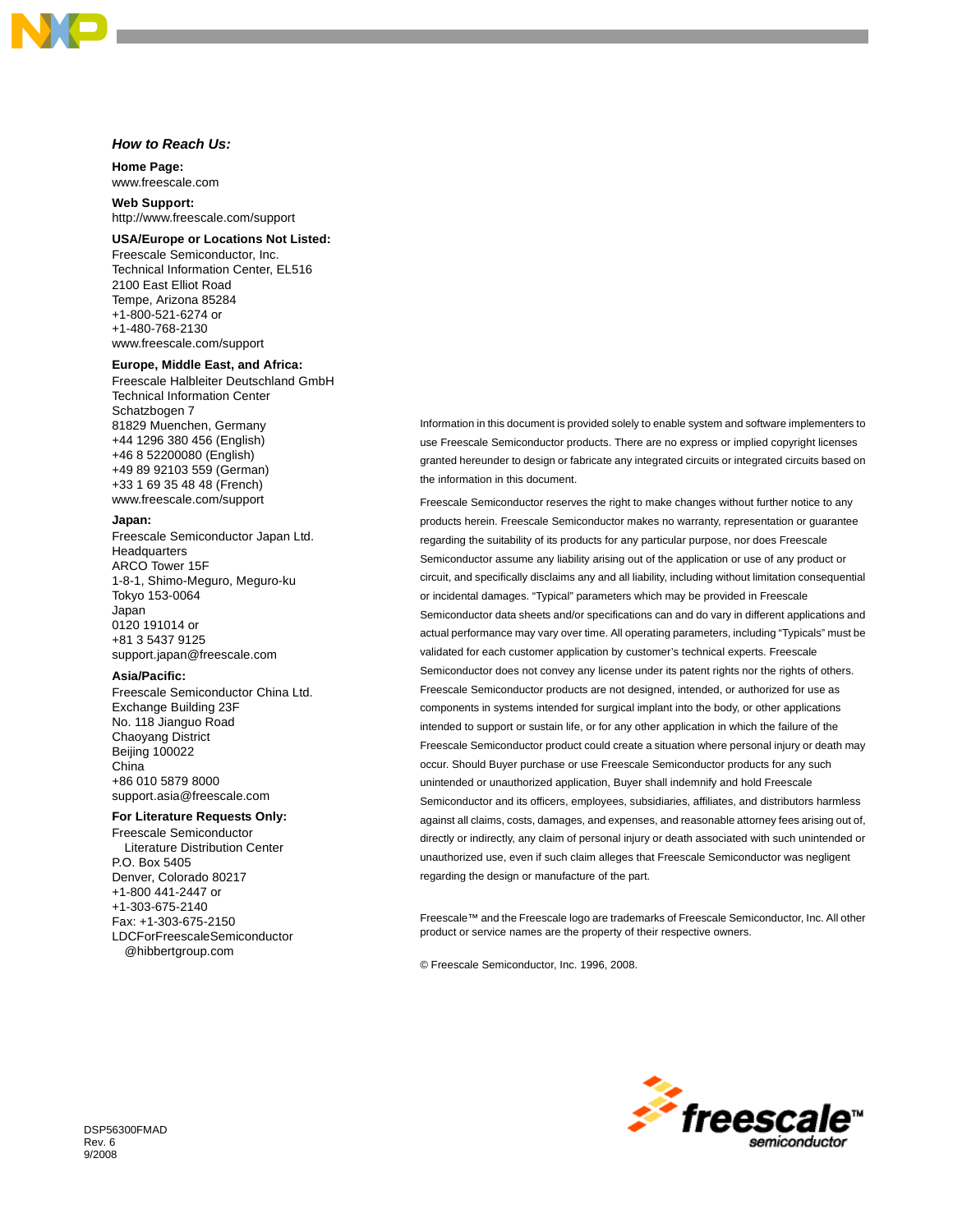*How to Reach Us:*

**Home Page:**
www.freescale.com

**Web Support:**
http://www.freescale.com/support

**USA/Europe or Locations Not Listed:**
Freescale Semiconductor, Inc.
Technical Information Center, EL516
2100 East Elliot Road
Tempe, Arizona 85284
+1-800-521-6274 or
+1-480-768-2130
www.freescale.com/support

**Europe, Middle East, and Africa:**
Freescale Halbleiter Deutschland GmbH
Technical Information Center
Schatzbogen 7
81829 Muenchen, Germany
+44 1296 380 456 (English)
+46 8 52200080 (English)
+49 89 92103 559 (German)
+33 1 69 35 48 48 (French)
www.freescale.com/support

**Japan:**
Freescale Semiconductor Japan Ltd.
Headquarters
ARCO Tower 15F
1-8-1, Shimo-Meguro, Meguro-ku
Tokyo 153-0064
Japan
0120 191014 or
+81 3 5437 9125
support.japan@freescale.com

**Asia/Pacific:**
Freescale Semiconductor China Ltd.
Exchange Building 23F
No. 118 Jianguo Road
Chaoyang District
Beijing 100022
China
+86 010 5879 8000
support.asia@freescale.com

**For Literature Requests Only:**
Freescale Semiconductor
Literature Distribution Center
P.O. Box 5405
Denver, Colorado 80217
+1-800 441-2447 or
+1-303-675-2140
Fax: +1-303-675-2150
LDCForFreescaleSemiconductor
@hibbertgroup.com

Information in this document is provided solely to enable system and software implementers to use Freescale Semiconductor products. There are no express or implied copyright licenses granted hereunder to design or fabricate any integrated circuits or integrated circuits based on the information in this document.

Freescale Semiconductor reserves the right to make changes without further notice to any products herein. Freescale Semiconductor makes no warranty, representation or guarantee regarding the suitability of its products for any particular purpose, nor does Freescale Semiconductor assume any liability arising out of the application or use of any product or circuit, and specifically disclaims any and all liability, including without limitation consequential or incidental damages. “Typical” parameters which may be provided in Freescale Semiconductor data sheets and/or specifications can and do vary in different applications and actual performance may vary over time. All operating parameters, including “Typicals” must be validated for each customer application by customer’s technical experts. Freescale Semiconductor does not convey any license under its patent rights nor the rights of others. Freescale Semiconductor products are not designed, intended, or authorized for use as components in systems intended for surgical implant into the body, or other applications intended to support or sustain life, or for any other application in which the failure of the Freescale Semiconductor product could create a situation where personal injury or death may occur. Should Buyer purchase or use Freescale Semiconductor products for any such unintended or unauthorized application, Buyer shall indemnify and hold Freescale Semiconductor and its officers, employees, subsidiaries, affiliates, and distributors harmless against all claims, costs, damages, and expenses, and reasonable attorney fees arising out of, directly or indirectly, any claim of personal injury or death associated with such unintended or unauthorized use, even if such claim alleges that Freescale Semiconductor was negligent regarding the design or manufacture of the part.

Freescale™ and the Freescale logo are trademarks of Freescale Semiconductor, Inc. All other product or service names are the property of their respective owners.

© Freescale Semiconductor, Inc. 1996, 2008.

DSP56300FMAD
Rev. 6
9/2008